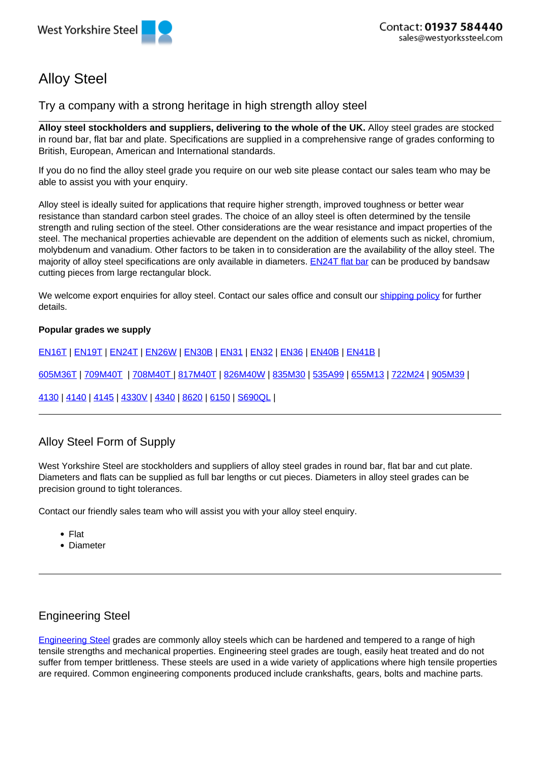West Yorkshire Steel

Contact: **01937 584440**
sales@westyorkssteel.com

# Alloy Steel

## Try a company with a strong heritage in high strength alloy steel

**Alloy steel stockholders and suppliers, delivering to the whole of the UK.** Alloy steel grades are stocked in round bar, flat bar and plate. Specifications are supplied in a comprehensive range of grades conforming to British, European, American and International standards.

If you do no find the alloy steel grade you require on our web site please contact our sales team who may be able to assist you with your enquiry.

Alloy steel is ideally suited for applications that require higher strength, improved toughness or better wear resistance than standard carbon steel grades. The choice of an alloy steel is often determined by the tensile strength and ruling section of the steel. Other considerations are the wear resistance and impact properties of the steel. The mechanical properties achievable are dependent on the addition of elements such as nickel, chromium, molybdenum and vanadium. Other factors to be taken in to consideration are the availability of the alloy steel. The majority of alloy steel specifications are only available in diameters. EN24T flat bar can be produced by bandsaw cutting pieces from large rectangular block.

We welcome export enquiries for alloy steel. Contact our sales office and consult our shipping policy for further details.

**Popular grades we supply**

EN16T | EN19T | EN24T | EN26W | EN30B | EN31 | EN32 | EN36 | EN40B | EN41B |

605M36T | 709M40T | 708M40T | 817M40T | 826M40W | 835M30 | 535A99 | 655M13 | 722M24 | 905M39 |

4130 | 4140 | 4145 | 4330V | 4340 | 8620 | 6150 | S690QL |

---

## Alloy Steel Form of Supply

West Yorkshire Steel are stockholders and suppliers of alloy steel grades in round bar, flat bar and cut plate. Diameters and flats can be supplied as full bar lengths or cut pieces. Diameters in alloy steel grades can be precision ground to tight tolerances.

Contact our friendly sales team who will assist you with your alloy steel enquiry.

- Flat
- Diameter

---

## Engineering Steel

Engineering Steel grades are commonly alloy steels which can be hardened and tempered to a range of high tensile strengths and mechanical properties. Engineering steel grades are tough, easily heat treated and do not suffer from temper brittleness. These steels are used in a wide variety of applications where high tensile properties are required. Common engineering components produced include crankshafts, gears, bolts and machine parts.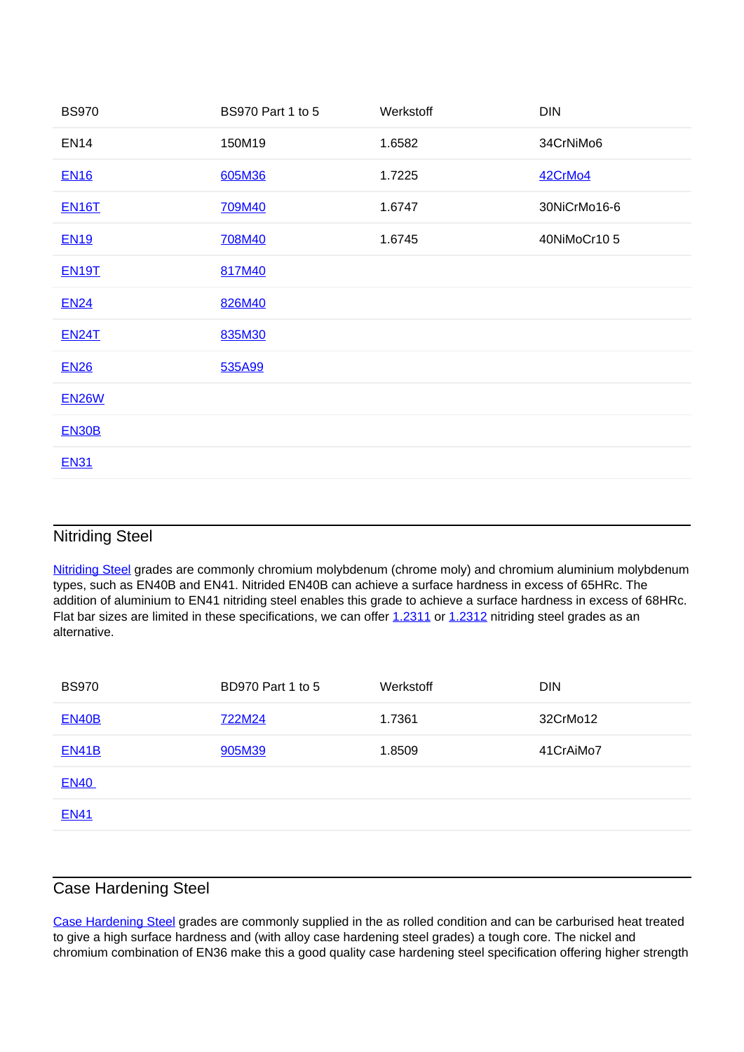| BS970 | BS970 Part 1 to 5 | Werkstoff | DIN |
| --- | --- | --- | --- |
| EN14 | 150M19 | 1.6582 | 34CrNiMo6 |
| EN16 | 605M36 | 1.7225 | 42CrMo4 |
| EN16T | 709M40 | 1.6747 | 30NiCrMo16-6 |
| EN19 | 708M40 | 1.6745 | 40NiMoCr10 5 |
| EN19T | 817M40 | | |
| EN24 | 826M40 | | |
| EN24T | 835M30 | | |
| EN26 | 535A99 | | |
| EN26W | | | |
| EN30B | | | |
| EN31 | | | |

## Nitriding Steel

Nitriding Steel grades are commonly chromium molybdenum (chrome moly) and chromium aluminium molybdenum types, such as EN40B and EN41. Nitrided EN40B can achieve a surface hardness in excess of 65HRc. The addition of aluminium to EN41 nitriding steel enables this grade to achieve a surface hardness in excess of 68HRc. Flat bar sizes are limited in these specifications, we can offer 1.2311 or 1.2312 nitriding steel grades as an alternative.

| BS970 | BD970 Part 1 to 5 | Werkstoff | DIN |
| --- | --- | --- | --- |
| EN40B | 722M24 | 1.7361 | 32CrMo12 |
| EN41B | 905M39 | 1.8509 | 41CrAiMo7 |
| EN40 | | | |
| EN41 | | | |

## Case Hardening Steel

Case Hardening Steel grades are commonly supplied in the as rolled condition and can be carburised heat treated to give a high surface hardness and (with alloy case hardening steel grades) a tough core. The nickel and chromium combination of EN36 make this a good quality case hardening steel specification offering higher strength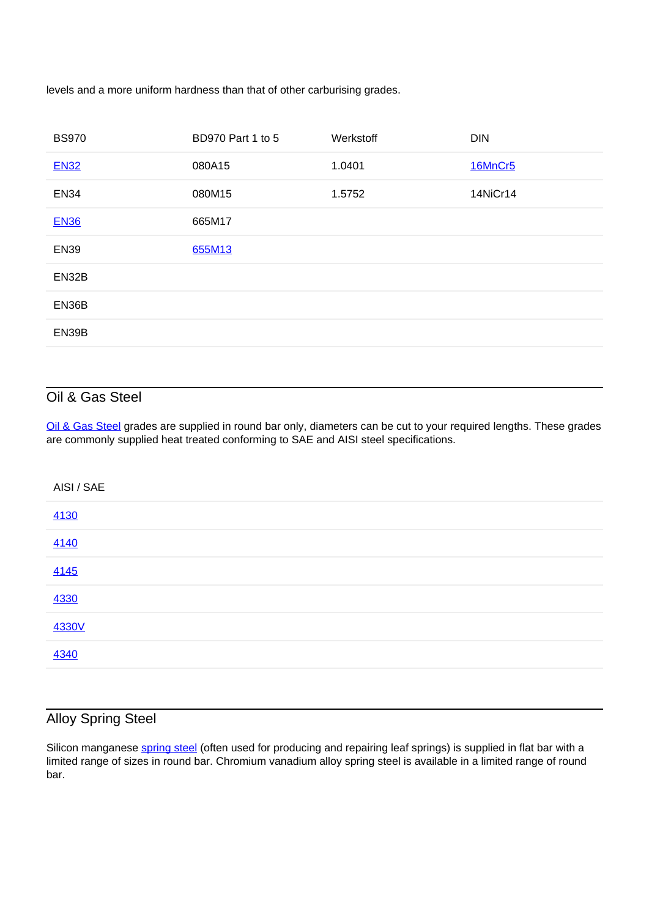levels and a more uniform hardness than that of other carburising grades.

| BS970 | BD970 Part 1 to 5 | Werkstoff | DIN |
| --- | --- | --- | --- |
| EN32 | 080A15 | 1.0401 | 16MnCr5 |
| EN34 | 080M15 | 1.5752 | 14NiCr14 |
| EN36 | 665M17 | | |
| EN39 | 655M13 | | |
| EN32B | | | |
| EN36B | | | |
| EN39B | | | |

## Oil & Gas Steel

Oil & Gas Steel grades are supplied in round bar only, diameters can be cut to your required lengths. These grades are commonly supplied heat treated conforming to SAE and AISI steel specifications.

| AISI / SAE |
| --- |
| 4130 |
| 4140 |
| 4145 |
| 4330 |
| 4330V |
| 4340 |

## Alloy Spring Steel

Silicon manganese spring steel (often used for producing and repairing leaf springs) is supplied in flat bar with a limited range of sizes in round bar. Chromium vanadium alloy spring steel is available in a limited range of round bar.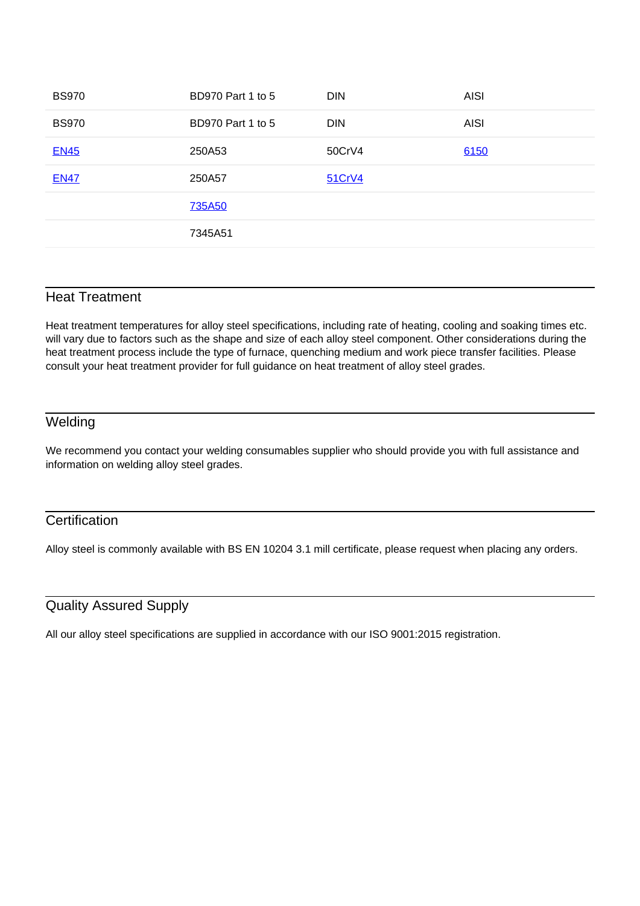| BS970 | BD970 Part 1 to 5 | DIN | AISI |
|---|---|---|---|
| BS970 | BD970 Part 1 to 5 | DIN | AISI |
| EN45 | 250A53 | 50CrV4 | 6150 |
| EN47 | 250A57 | 51CrV4 | |
| | 735A50 | | |
| | 7345A51 | | |

## Heat Treatment

Heat treatment temperatures for alloy steel specifications, including rate of heating, cooling and soaking times etc. will vary due to factors such as the shape and size of each alloy steel component. Other considerations during the heat treatment process include the type of furnace, quenching medium and work piece transfer facilities. Please consult your heat treatment provider for full guidance on heat treatment of alloy steel grades.

## Welding

We recommend you contact your welding consumables supplier who should provide you with full assistance and information on welding alloy steel grades.

## Certification

Alloy steel is commonly available with BS EN 10204 3.1 mill certificate, please request when placing any orders.

## Quality Assured Supply

All our alloy steel specifications are supplied in accordance with our ISO 9001:2015 registration.